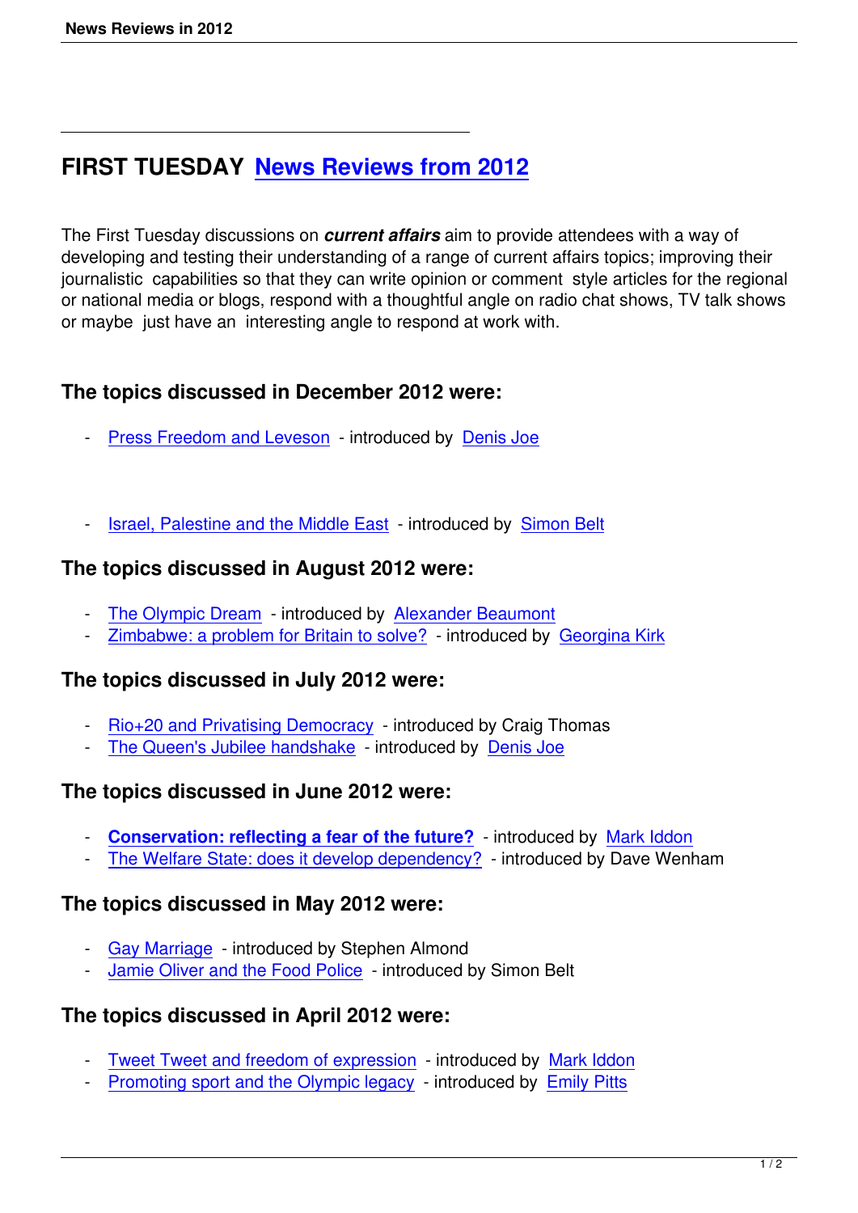# FIRST TUESDAY News Reviews from 2012

The First Tuesday discussions on ***current affairs*** aim to provide attendees with a way of developing and testing their understanding of a range of current affairs topics; improving their journalistic capabilities so that they can write opinion or comment style articles for the regional or national media or blogs, respond with a thoughtful angle on radio chat shows, TV talk shows or maybe just have an interesting angle to respond at work with.

## The topics discussed in December 2012 were:

- Press Freedom and Leveson - introduced by Denis Joe

- Israel, Palestine and the Middle East - introduced by Simon Belt

## The topics discussed in August 2012 were:

- The Olympic Dream - introduced by Alexander Beaumont
- Zimbabwe: a problem for Britain to solve? - introduced by Georgina Kirk

## The topics discussed in July 2012 were:

- Rio+20 and Privatising Democracy - introduced by Craig Thomas
- The Queen's Jubilee handshake - introduced by Denis Joe

## The topics discussed in June 2012 were:

- **Conservation: reflecting a fear of the future?** - introduced by Mark Iddon
- The Welfare State: does it develop dependency? - introduced by Dave Wenham

## The topics discussed in May 2012 were:

- Gay Marriage - introduced by Stephen Almond
- Jamie Oliver and the Food Police - introduced by Simon Belt

## The topics discussed in April 2012 were:

- Tweet Tweet and freedom of expression - introduced by Mark Iddon
- Promoting sport and the Olympic legacy - introduced by Emily Pitts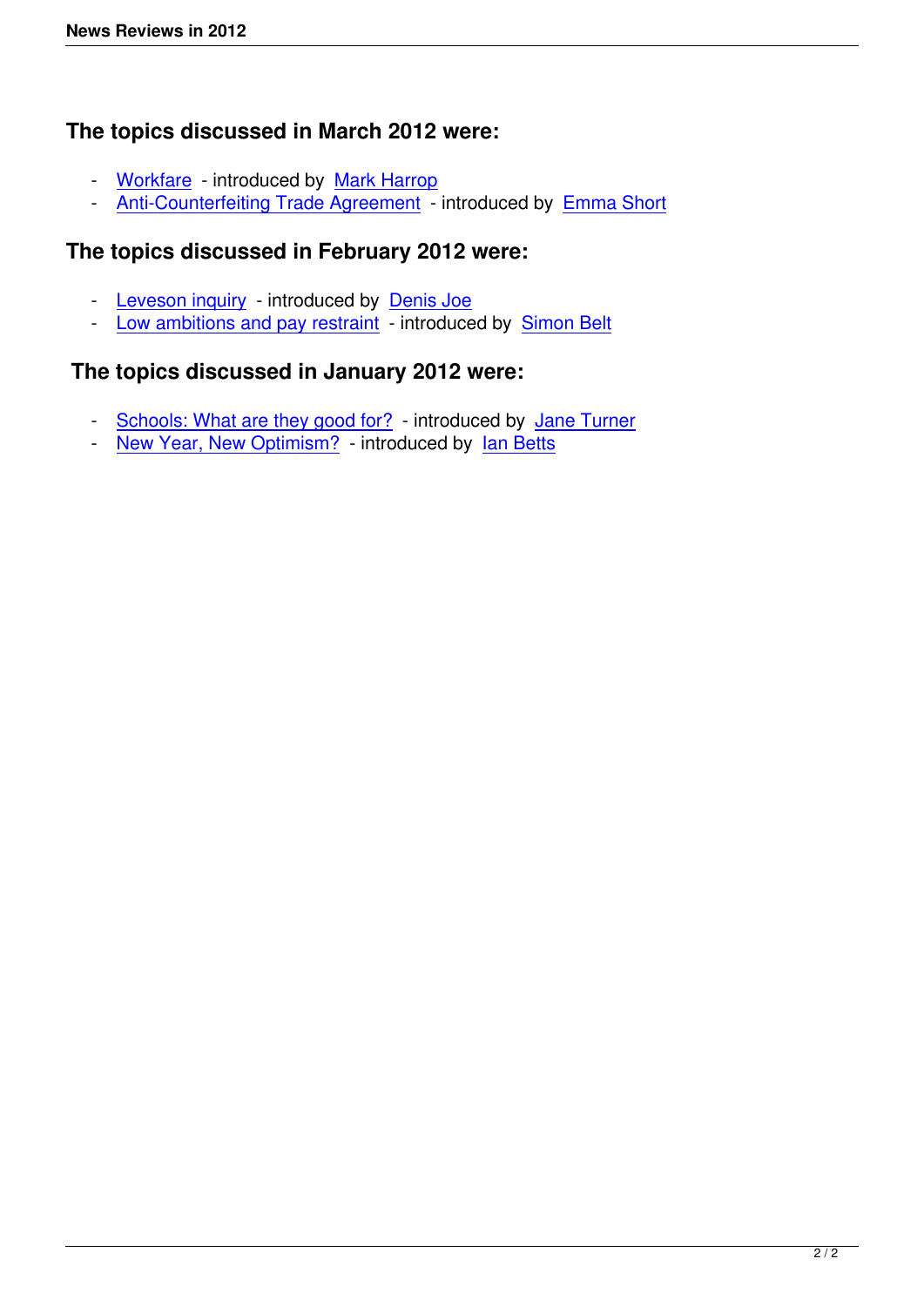## The topics discussed in March 2012 were:

- Workfare - introduced by Mark Harrop
- Anti-Counterfeiting Trade Agreement - introduced by Emma Short

## The topics discussed in February 2012 were:

- Leveson inquiry - introduced by Denis Joe
- Low ambitions and pay restraint - introduced by Simon Belt

## The topics discussed in January 2012 were:

- Schools: What are they good for? - introduced by Jane Turner
- New Year, New Optimism? - introduced by Ian Betts